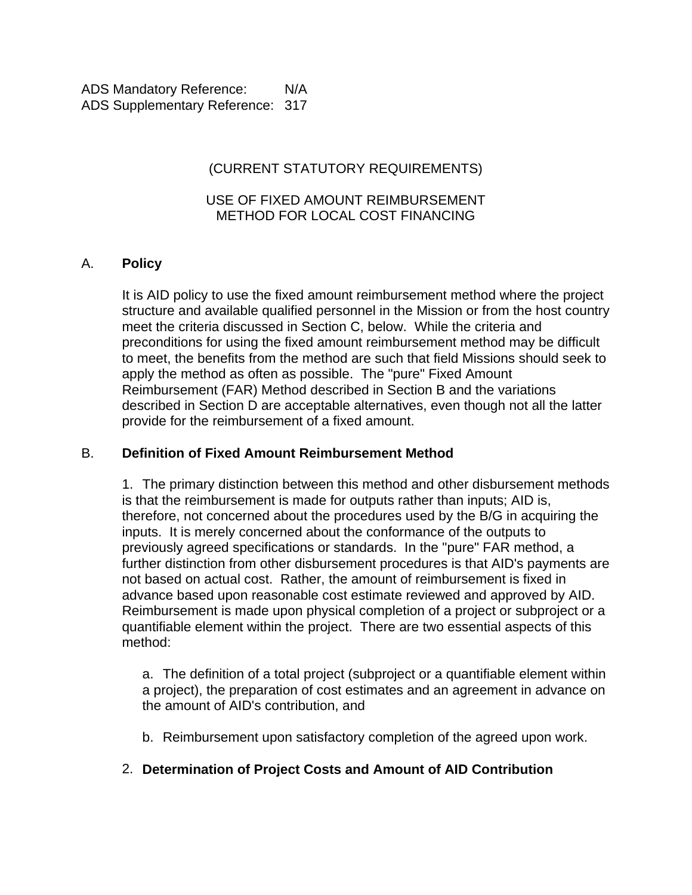ADS Mandatory Reference: N/A
ADS Supplementary Reference: 317

# (CURRENT STATUTORY REQUIREMENTS)

# USE OF FIXED AMOUNT REIMBURSEMENT METHOD FOR LOCAL COST FINANCING

## A. **Policy**

It is AID policy to use the fixed amount reimbursement method where the project structure and available qualified personnel in the Mission or from the host country meet the criteria discussed in Section C, below. While the criteria and preconditions for using the fixed amount reimbursement method may be difficult to meet, the benefits from the method are such that field Missions should seek to apply the method as often as possible. The "pure" Fixed Amount Reimbursement (FAR) Method described in Section B and the variations described in Section D are acceptable alternatives, even though not all the latter provide for the reimbursement of a fixed amount.

## B. **Definition of Fixed Amount Reimbursement Method**

1. The primary distinction between this method and other disbursement methods is that the reimbursement is made for outputs rather than inputs; AID is, therefore, not concerned about the procedures used by the B/G in acquiring the inputs. It is merely concerned about the conformance of the outputs to previously agreed specifications or standards. In the "pure" FAR method, a further distinction from other disbursement procedures is that AID's payments are not based on actual cost. Rather, the amount of reimbursement is fixed in advance based upon reasonable cost estimate reviewed and approved by AID. Reimbursement is made upon physical completion of a project or subproject or a quantifiable element within the project. There are two essential aspects of this method:

   a. The definition of a total project (subproject or a quantifiable element within a project), the preparation of cost estimates and an agreement in advance on the amount of AID's contribution, and

   b. Reimbursement upon satisfactory completion of the agreed upon work.

2. **Determination of Project Costs and Amount of AID Contribution**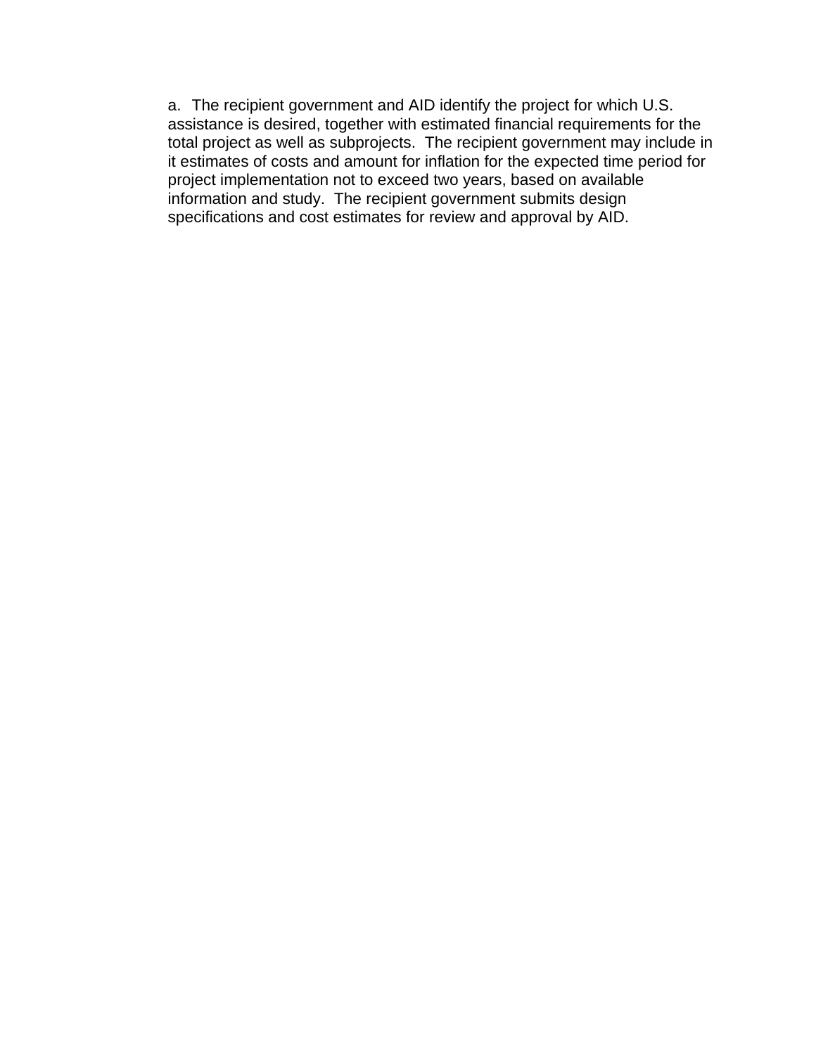a. The recipient government and AID identify the project for which U.S. assistance is desired, together with estimated financial requirements for the total project as well as subprojects. The recipient government may include in it estimates of costs and amount for inflation for the expected time period for project implementation not to exceed two years, based on available information and study. The recipient government submits design specifications and cost estimates for review and approval by AID.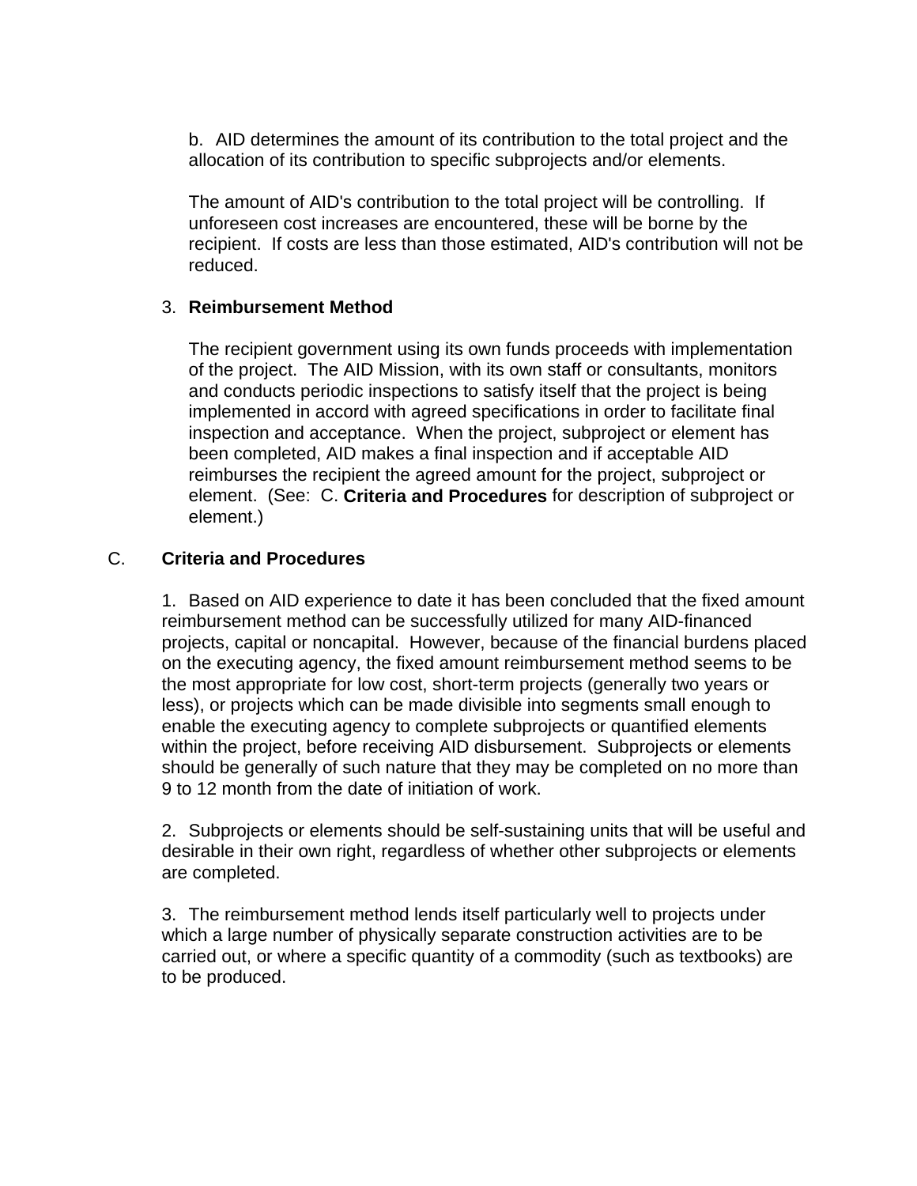b. AID determines the amount of its contribution to the total project and the allocation of its contribution to specific subprojects and/or elements.

The amount of AID's contribution to the total project will be controlling. If unforeseen cost increases are encountered, these will be borne by the recipient. If costs are less than those estimated, AID's contribution will not be reduced.

3. **Reimbursement Method**

The recipient government using its own funds proceeds with implementation of the project. The AID Mission, with its own staff or consultants, monitors and conducts periodic inspections to satisfy itself that the project is being implemented in accord with agreed specifications in order to facilitate final inspection and acceptance. When the project, subproject or element has been completed, AID makes a final inspection and if acceptable AID reimburses the recipient the agreed amount for the project, subproject or element. (See: C. **Criteria and Procedures** for description of subproject or element.)

## C. Criteria and Procedures

1. Based on AID experience to date it has been concluded that the fixed amount reimbursement method can be successfully utilized for many AID-financed projects, capital or noncapital. However, because of the financial burdens placed on the executing agency, the fixed amount reimbursement method seems to be the most appropriate for low cost, short-term projects (generally two years or less), or projects which can be made divisible into segments small enough to enable the executing agency to complete subprojects or quantified elements within the project, before receiving AID disbursement. Subprojects or elements should be generally of such nature that they may be completed on no more than 9 to 12 month from the date of initiation of work.

2. Subprojects or elements should be self-sustaining units that will be useful and desirable in their own right, regardless of whether other subprojects or elements are completed.

3. The reimbursement method lends itself particularly well to projects under which a large number of physically separate construction activities are to be carried out, or where a specific quantity of a commodity (such as textbooks) are to be produced.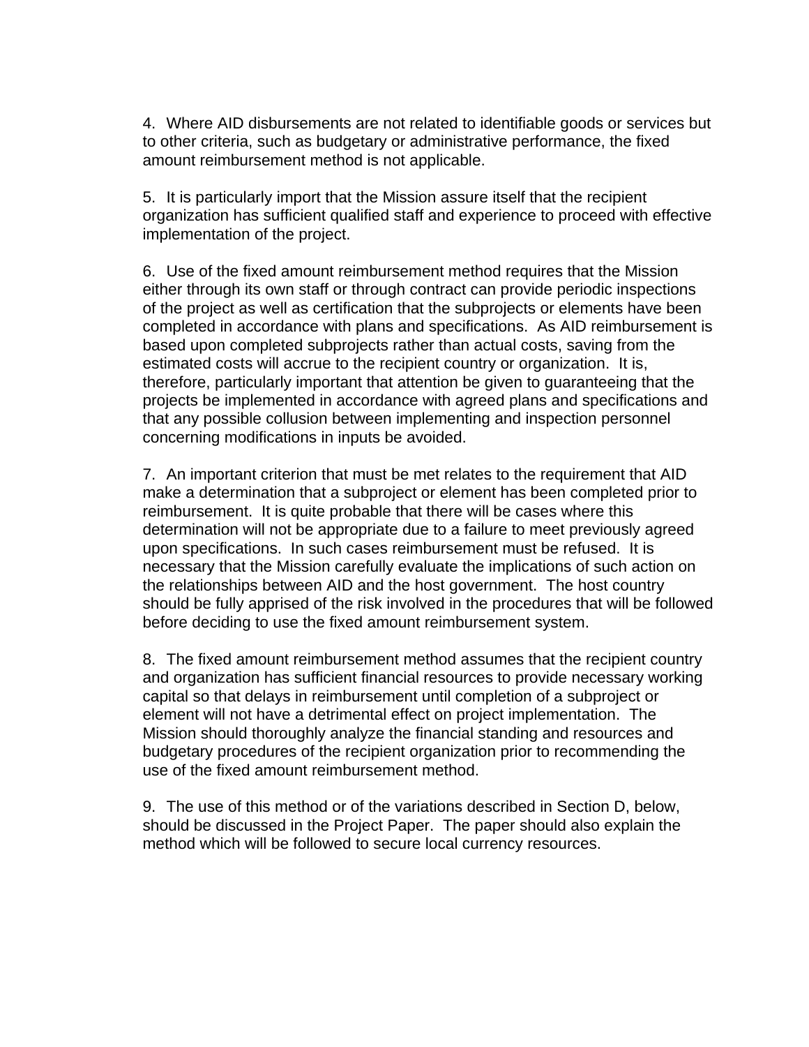4. Where AID disbursements are not related to identifiable goods or services but to other criteria, such as budgetary or administrative performance, the fixed amount reimbursement method is not applicable.

5. It is particularly import that the Mission assure itself that the recipient organization has sufficient qualified staff and experience to proceed with effective implementation of the project.

6. Use of the fixed amount reimbursement method requires that the Mission either through its own staff or through contract can provide periodic inspections of the project as well as certification that the subprojects or elements have been completed in accordance with plans and specifications. As AID reimbursement is based upon completed subprojects rather than actual costs, saving from the estimated costs will accrue to the recipient country or organization. It is, therefore, particularly important that attention be given to guaranteeing that the projects be implemented in accordance with agreed plans and specifications and that any possible collusion between implementing and inspection personnel concerning modifications in inputs be avoided.

7. An important criterion that must be met relates to the requirement that AID make a determination that a subproject or element has been completed prior to reimbursement. It is quite probable that there will be cases where this determination will not be appropriate due to a failure to meet previously agreed upon specifications. In such cases reimbursement must be refused. It is necessary that the Mission carefully evaluate the implications of such action on the relationships between AID and the host government. The host country should be fully apprised of the risk involved in the procedures that will be followed before deciding to use the fixed amount reimbursement system.

8. The fixed amount reimbursement method assumes that the recipient country and organization has sufficient financial resources to provide necessary working capital so that delays in reimbursement until completion of a subproject or element will not have a detrimental effect on project implementation. The Mission should thoroughly analyze the financial standing and resources and budgetary procedures of the recipient organization prior to recommending the use of the fixed amount reimbursement method.

9. The use of this method or of the variations described in Section D, below, should be discussed in the Project Paper. The paper should also explain the method which will be followed to secure local currency resources.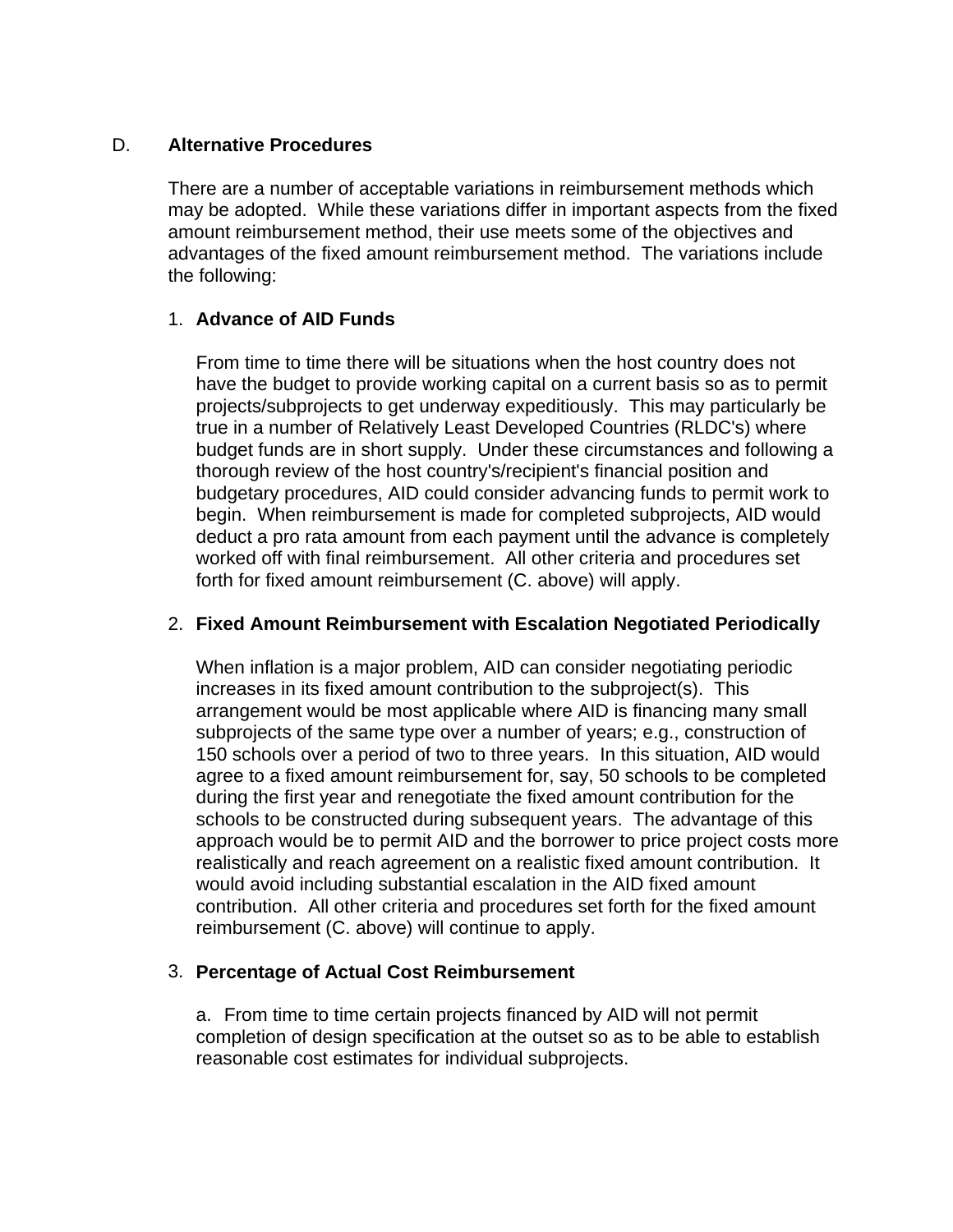D. **Alternative Procedures**

There are a number of acceptable variations in reimbursement methods which may be adopted. While these variations differ in important aspects from the fixed amount reimbursement method, their use meets some of the objectives and advantages of the fixed amount reimbursement method. The variations include the following:

1. **Advance of AID Funds**

   From time to time there will be situations when the host country does not have the budget to provide working capital on a current basis so as to permit projects/subprojects to get underway expeditiously. This may particularly be true in a number of Relatively Least Developed Countries (RLDC's) where budget funds are in short supply. Under these circumstances and following a thorough review of the host country's/recipient's financial position and budgetary procedures, AID could consider advancing funds to permit work to begin. When reimbursement is made for completed subprojects, AID would deduct a pro rata amount from each payment until the advance is completely worked off with final reimbursement. All other criteria and procedures set forth for fixed amount reimbursement (C. above) will apply.

2. **Fixed Amount Reimbursement with Escalation Negotiated Periodically**

   When inflation is a major problem, AID can consider negotiating periodic increases in its fixed amount contribution to the subproject(s). This arrangement would be most applicable where AID is financing many small subprojects of the same type over a number of years; e.g., construction of 150 schools over a period of two to three years. In this situation, AID would agree to a fixed amount reimbursement for, say, 50 schools to be completed during the first year and renegotiate the fixed amount contribution for the schools to be constructed during subsequent years. The advantage of this approach would be to permit AID and the borrower to price project costs more realistically and reach agreement on a realistic fixed amount contribution. It would avoid including substantial escalation in the AID fixed amount contribution. All other criteria and procedures set forth for the fixed amount reimbursement (C. above) will continue to apply.

3. **Percentage of Actual Cost Reimbursement**

   a. From time to time certain projects financed by AID will not permit completion of design specification at the outset so as to be able to establish reasonable cost estimates for individual subprojects.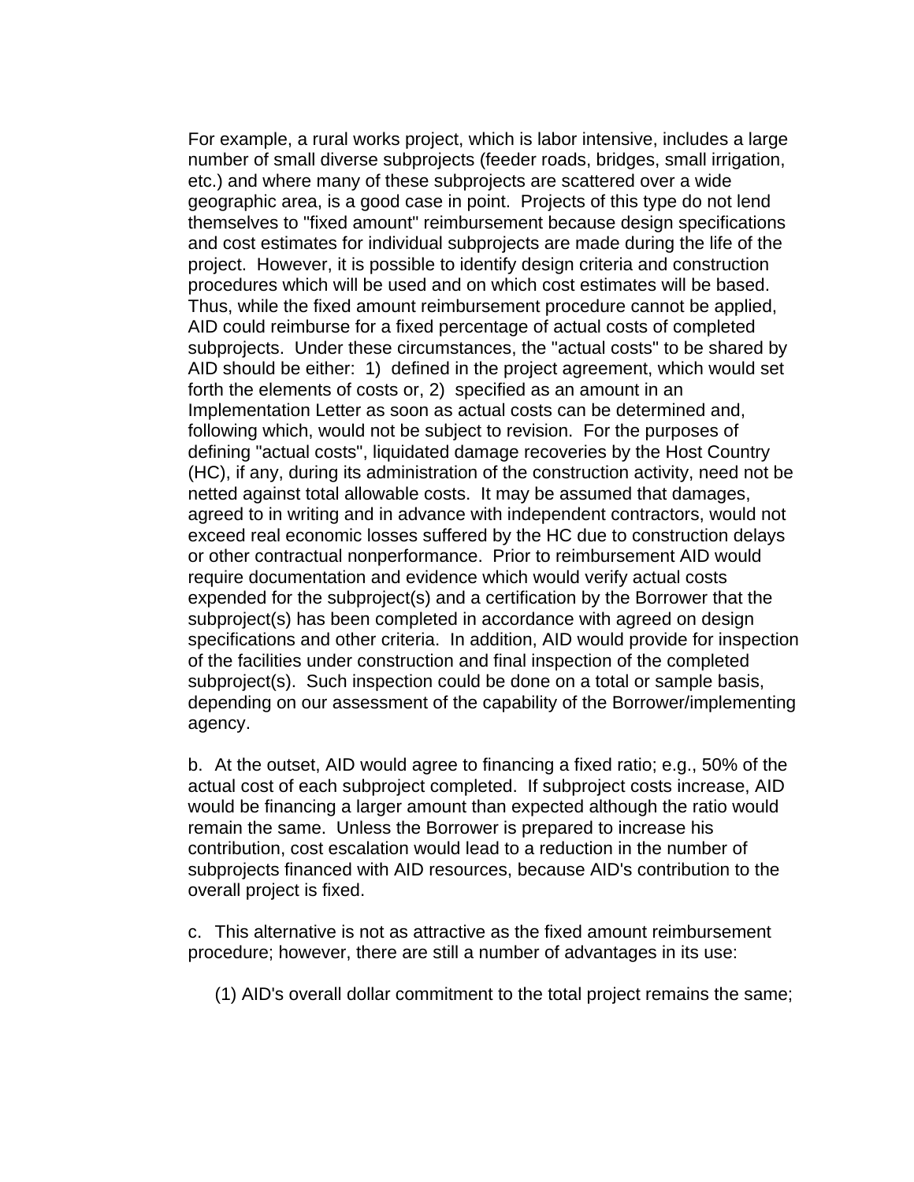For example, a rural works project, which is labor intensive, includes a large number of small diverse subprojects (feeder roads, bridges, small irrigation, etc.) and where many of these subprojects are scattered over a wide geographic area, is a good case in point. Projects of this type do not lend themselves to "fixed amount" reimbursement because design specifications and cost estimates for individual subprojects are made during the life of the project. However, it is possible to identify design criteria and construction procedures which will be used and on which cost estimates will be based. Thus, while the fixed amount reimbursement procedure cannot be applied, AID could reimburse for a fixed percentage of actual costs of completed subprojects. Under these circumstances, the "actual costs" to be shared by AID should be either: 1) defined in the project agreement, which would set forth the elements of costs or, 2) specified as an amount in an Implementation Letter as soon as actual costs can be determined and, following which, would not be subject to revision. For the purposes of defining "actual costs", liquidated damage recoveries by the Host Country (HC), if any, during its administration of the construction activity, need not be netted against total allowable costs. It may be assumed that damages, agreed to in writing and in advance with independent contractors, would not exceed real economic losses suffered by the HC due to construction delays or other contractual nonperformance. Prior to reimbursement AID would require documentation and evidence which would verify actual costs expended for the subproject(s) and a certification by the Borrower that the subproject(s) has been completed in accordance with agreed on design specifications and other criteria. In addition, AID would provide for inspection of the facilities under construction and final inspection of the completed subproject(s). Such inspection could be done on a total or sample basis, depending on our assessment of the capability of the Borrower/implementing agency.

b. At the outset, AID would agree to financing a fixed ratio; e.g., 50% of the actual cost of each subproject completed. If subproject costs increase, AID would be financing a larger amount than expected although the ratio would remain the same. Unless the Borrower is prepared to increase his contribution, cost escalation would lead to a reduction in the number of subprojects financed with AID resources, because AID's contribution to the overall project is fixed.

c. This alternative is not as attractive as the fixed amount reimbursement procedure; however, there are still a number of advantages in its use:

(1) AID's overall dollar commitment to the total project remains the same;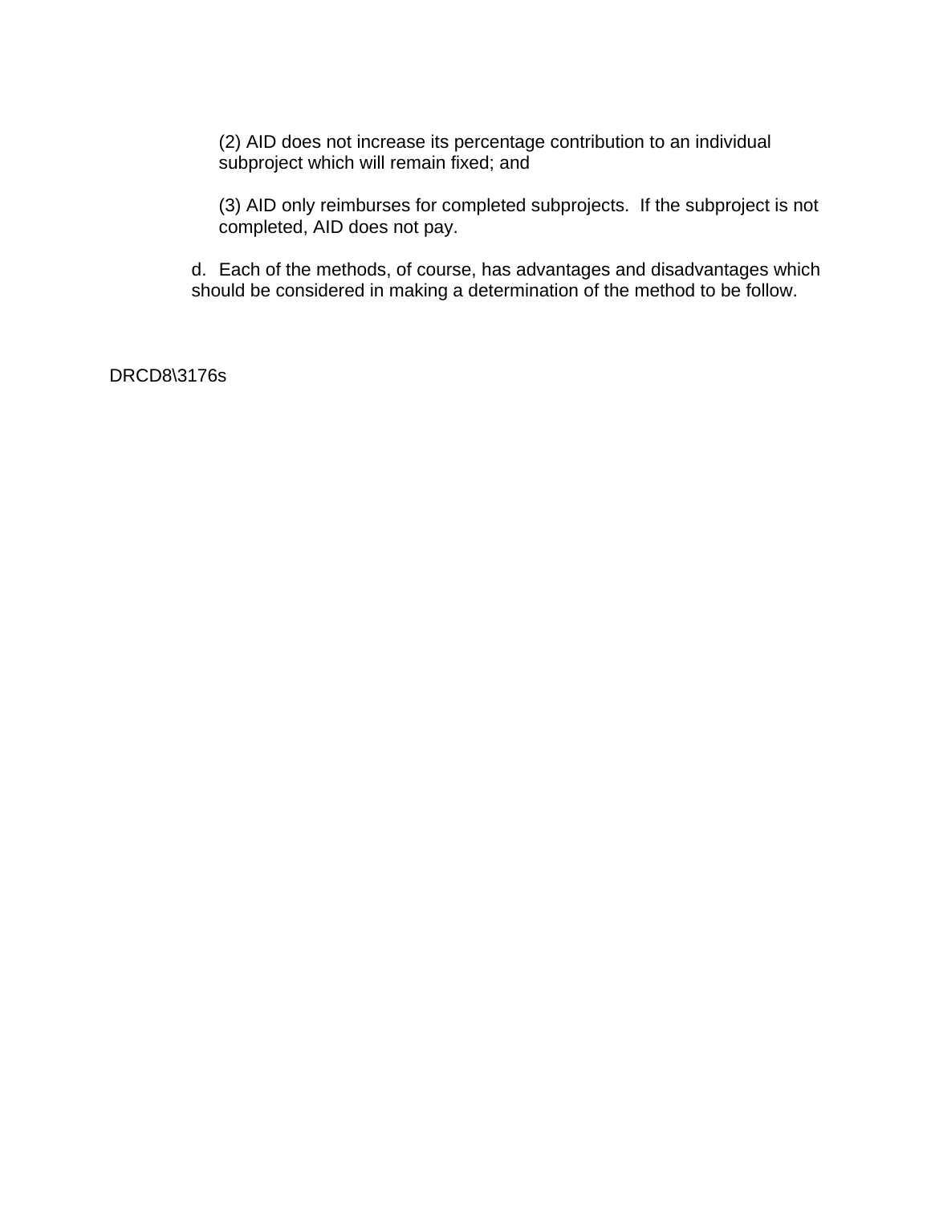(2) AID does not increase its percentage contribution to an individual subproject which will remain fixed; and

(3) AID only reimburses for completed subprojects. If the subproject is not completed, AID does not pay.

d. Each of the methods, of course, has advantages and disadvantages which should be considered in making a determination of the method to be follow.

DRCD8\3176s